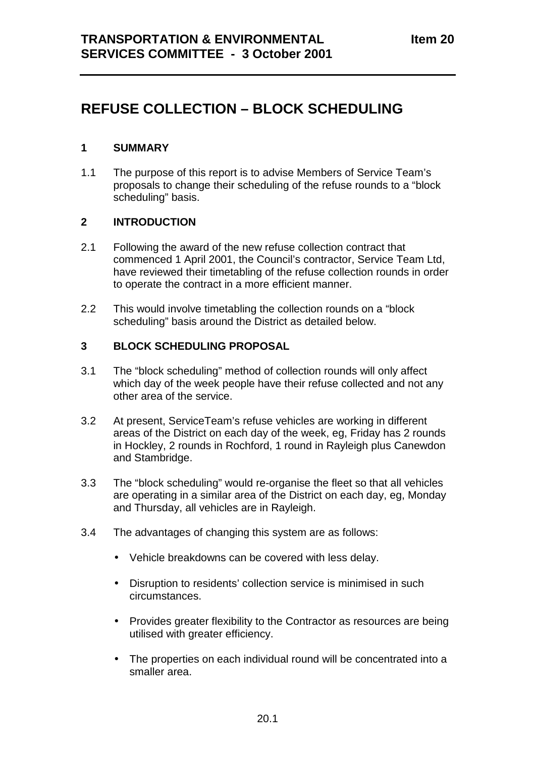**TRANSPORTATION & ENVIRONMENTAL SERVICES COMMITTEE - 3 October 2001** **Item 20**

# REFUSE COLLECTION – BLOCK SCHEDULING

## 1 SUMMARY

1.1 The purpose of this report is to advise Members of Service Team's proposals to change their scheduling of the refuse rounds to a "block scheduling" basis.

## 2 INTRODUCTION

2.1 Following the award of the new refuse collection contract that commenced 1 April 2001, the Council's contractor, Service Team Ltd, have reviewed their timetabling of the refuse collection rounds in order to operate the contract in a more efficient manner.

2.2 This would involve timetabling the collection rounds on a "block scheduling" basis around the District as detailed below.

## 3 BLOCK SCHEDULING PROPOSAL

3.1 The "block scheduling" method of collection rounds will only affect which day of the week people have their refuse collected and not any other area of the service.

3.2 At present, ServiceTeam's refuse vehicles are working in different areas of the District on each day of the week, eg, Friday has 2 rounds in Hockley, 2 rounds in Rochford, 1 round in Rayleigh plus Canewdon and Stambridge.

3.3 The "block scheduling" would re-organise the fleet so that all vehicles are operating in a similar area of the District on each day, eg, Monday and Thursday, all vehicles are in Rayleigh.

3.4 The advantages of changing this system are as follows:

- Vehicle breakdowns can be covered with less delay.
- Disruption to residents' collection service is minimised in such circumstances.
- Provides greater flexibility to the Contractor as resources are being utilised with greater efficiency.
- The properties on each individual round will be concentrated into a smaller area.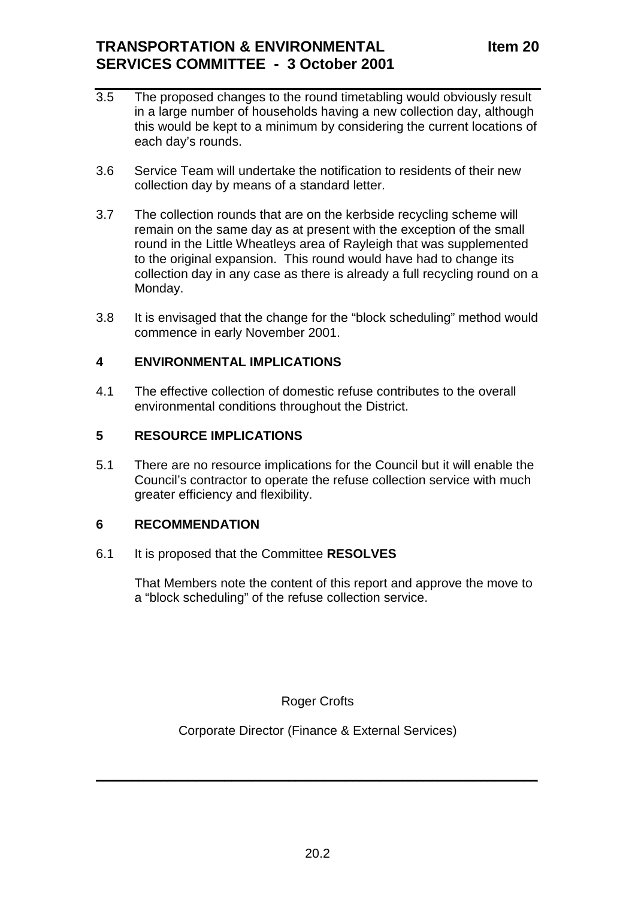3.5 The proposed changes to the round timetabling would obviously result in a large number of households having a new collection day, although this would be kept to a minimum by considering the current locations of each day's rounds.

3.6 Service Team will undertake the notification to residents of their new collection day by means of a standard letter.

3.7 The collection rounds that are on the kerbside recycling scheme will remain on the same day as at present with the exception of the small round in the Little Wheatleys area of Rayleigh that was supplemented to the original expansion. This round would have had to change its collection day in any case as there is already a full recycling round on a Monday.

3.8 It is envisaged that the change for the "block scheduling" method would commence in early November 2001.

## 4 ENVIRONMENTAL IMPLICATIONS

4.1 The effective collection of domestic refuse contributes to the overall environmental conditions throughout the District.

## 5 RESOURCE IMPLICATIONS

5.1 There are no resource implications for the Council but it will enable the Council's contractor to operate the refuse collection service with much greater efficiency and flexibility.

## 6 RECOMMENDATION

6.1 It is proposed that the Committee **RESOLVES**

That Members note the content of this report and approve the move to a "block scheduling" of the refuse collection service.

Roger Crofts

Corporate Director (Finance & External Services)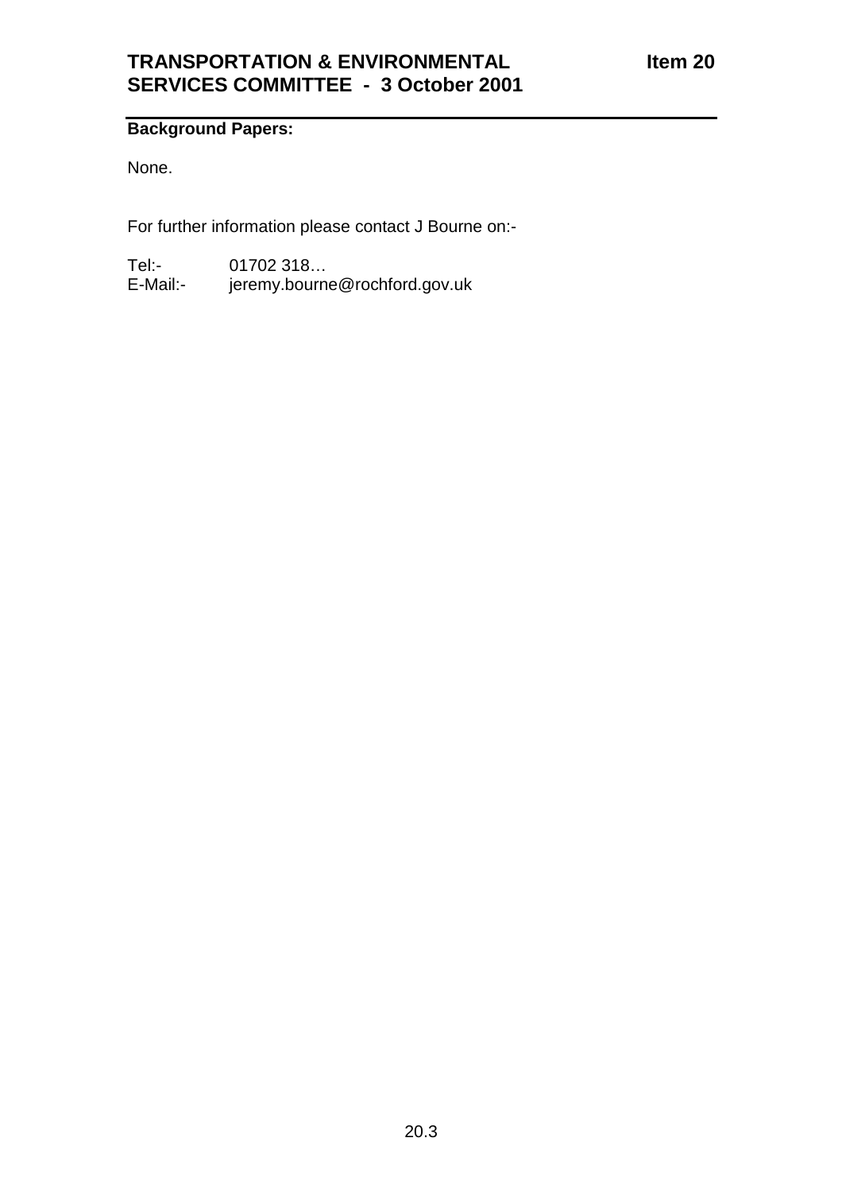**Background Papers:**

None.

For further information please contact J Bourne on:-

Tel:- 01702 318…
E-Mail:- jeremy.bourne@rochford.gov.uk